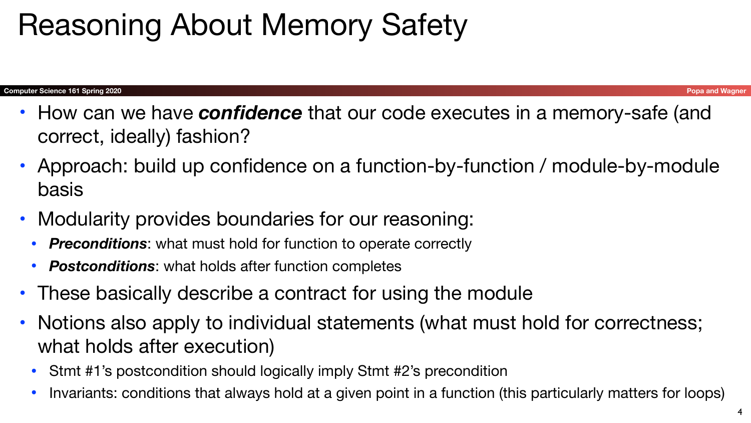# Reasoning About Memory Safety

- How can we have ***confidence*** that our code executes in a memory-safe (and correct, ideally) fashion?
- Approach: build up confidence on a function-by-function / module-by-module basis
- Modularity provides boundaries for our reasoning:
  - ***Preconditions***: what must hold for function to operate correctly
  - ***Postconditions***: what holds after function completes
- These basically describe a contract for using the module
- Notions also apply to individual statements (what must hold for correctness; what holds after execution)
  - Stmt #1's postcondition should logically imply Stmt #2's precondition
  - Invariants: conditions that always hold at a given point in a function (this particularly matters for loops)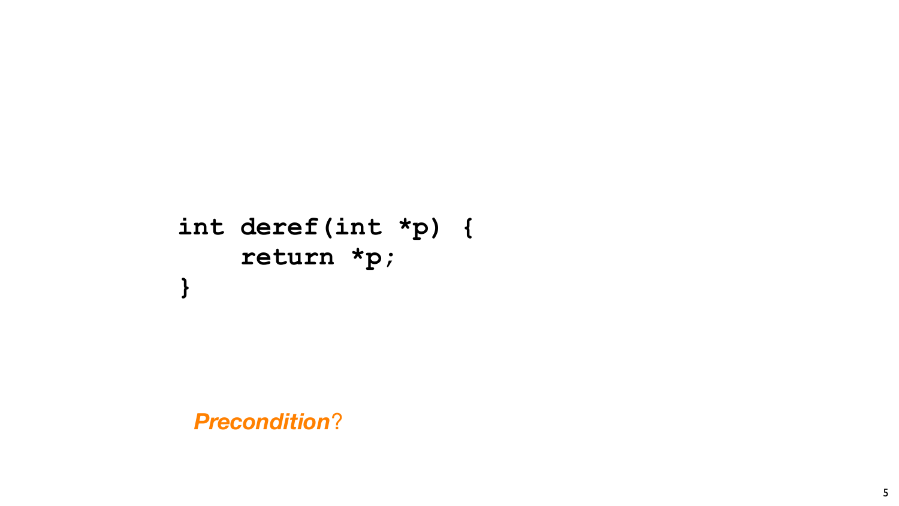```
int deref(int *p) {
    return *p;
}
```

***Precondition*?**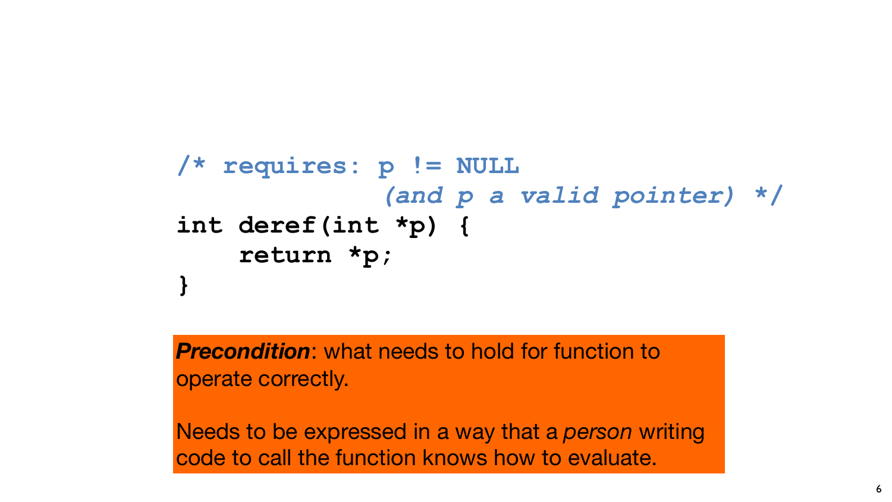```c
/* requires: p != NULL
             (and p a valid pointer) */
int deref(int *p) {
    return *p;
}
```

***Precondition***: what needs to hold for function to operate correctly.

Needs to be expressed in a way that a *person* writing code to call the function knows how to evaluate.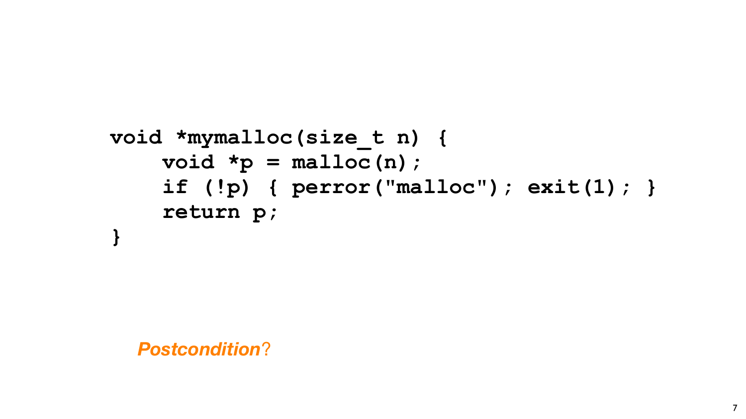```
void *mymalloc(size_t n) {
    void *p = malloc(n);
    if (!p) { perror("malloc"); exit(1); }
    return p;
}
```

***Postcondition*?**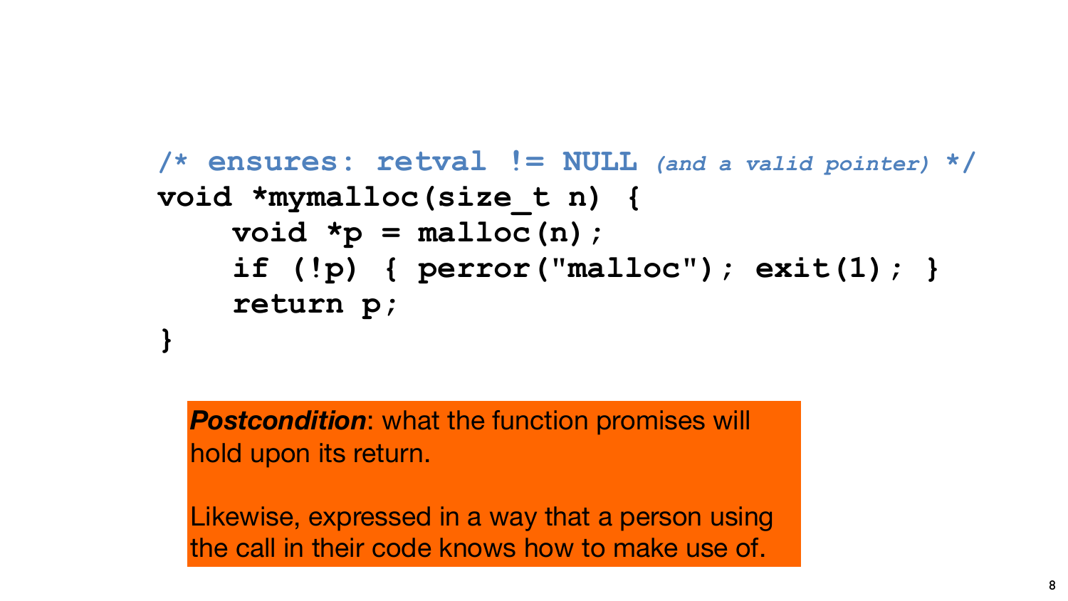```c
/* ensures: retval != NULL (and a valid pointer) */
void *mymalloc(size_t n) {
    void *p = malloc(n);
    if (!p) { perror("malloc"); exit(1); }
    return p;
}
```

***Postcondition***: what the function promises will hold upon its return.

Likewise, expressed in a way that a person using the call in their code knows how to make use of.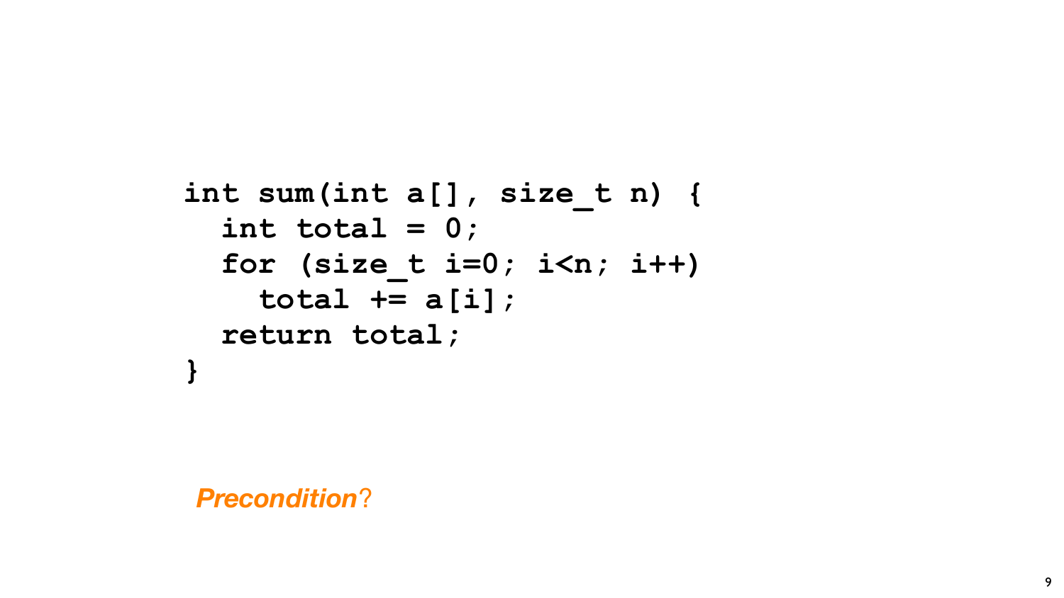```
int sum(int a[], size_t n) {
  int total = 0;
  for (size_t i=0; i<n; i++)
    total += a[i];
  return total;
}
```

***Precondition*?**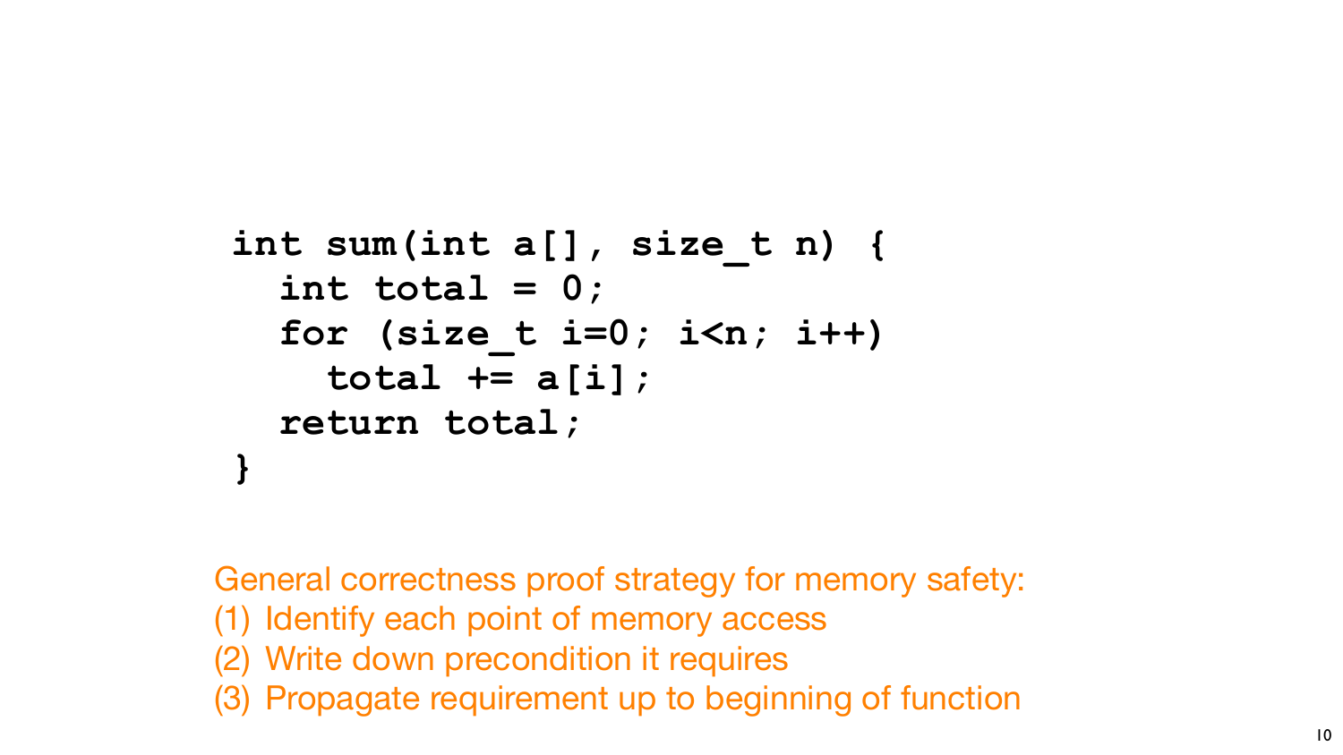```c
int sum(int a[], size_t n) {
  int total = 0;
  for (size_t i=0; i<n; i++)
    total += a[i];
  return total;
}
```

General correctness proof strategy for memory safety:

1. Identify each point of memory access
2. Write down precondition it requires
3. Propagate requirement up to beginning of function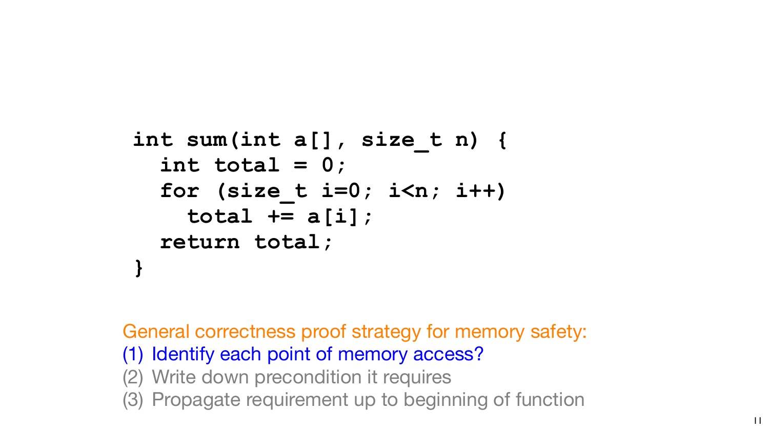```
int sum(int a[], size_t n) {
  int total = 0;
  for (size_t i=0; i<n; i++)
    total += a[i];
  return total;
}
```

General correctness proof strategy for memory safety:

1. Identify each point of memory access?
2. Write down precondition it requires
3. Propagate requirement up to beginning of function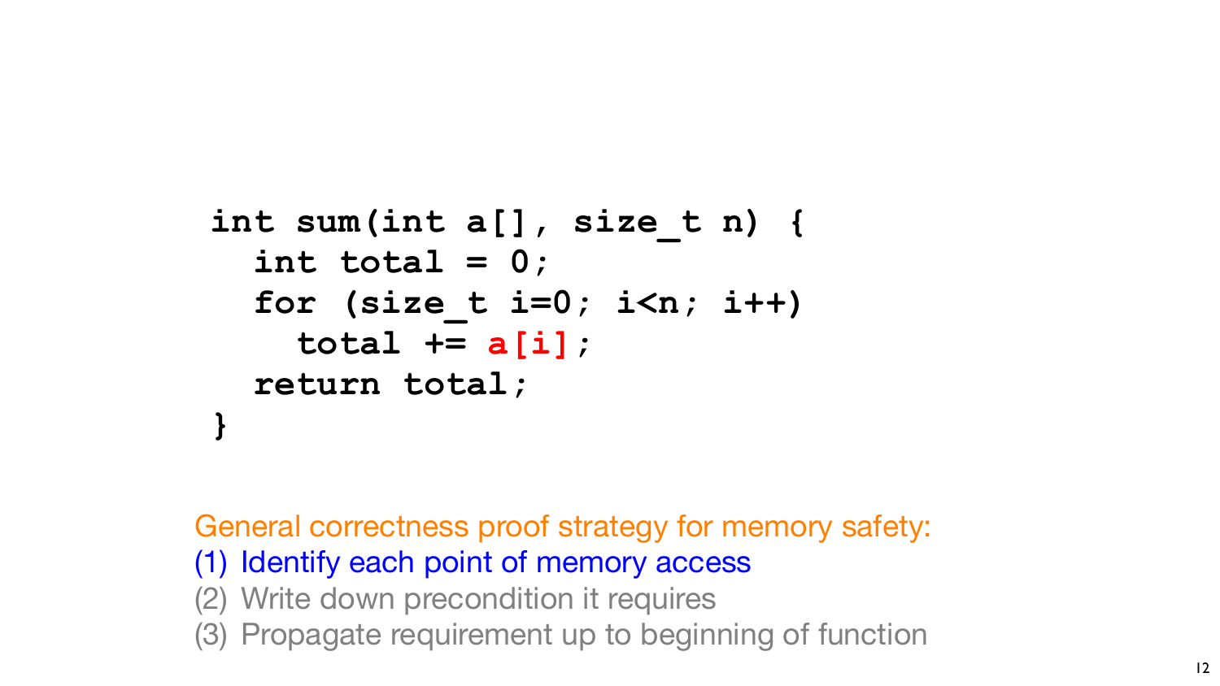```c
int sum(int a[], size_t n) {
  int total = 0;
  for (size_t i=0; i<n; i++)
    total += a[i];
  return total;
}
```

General correctness proof strategy for memory safety:

1. Identify each point of memory access
2. Write down precondition it requires
3. Propagate requirement up to beginning of function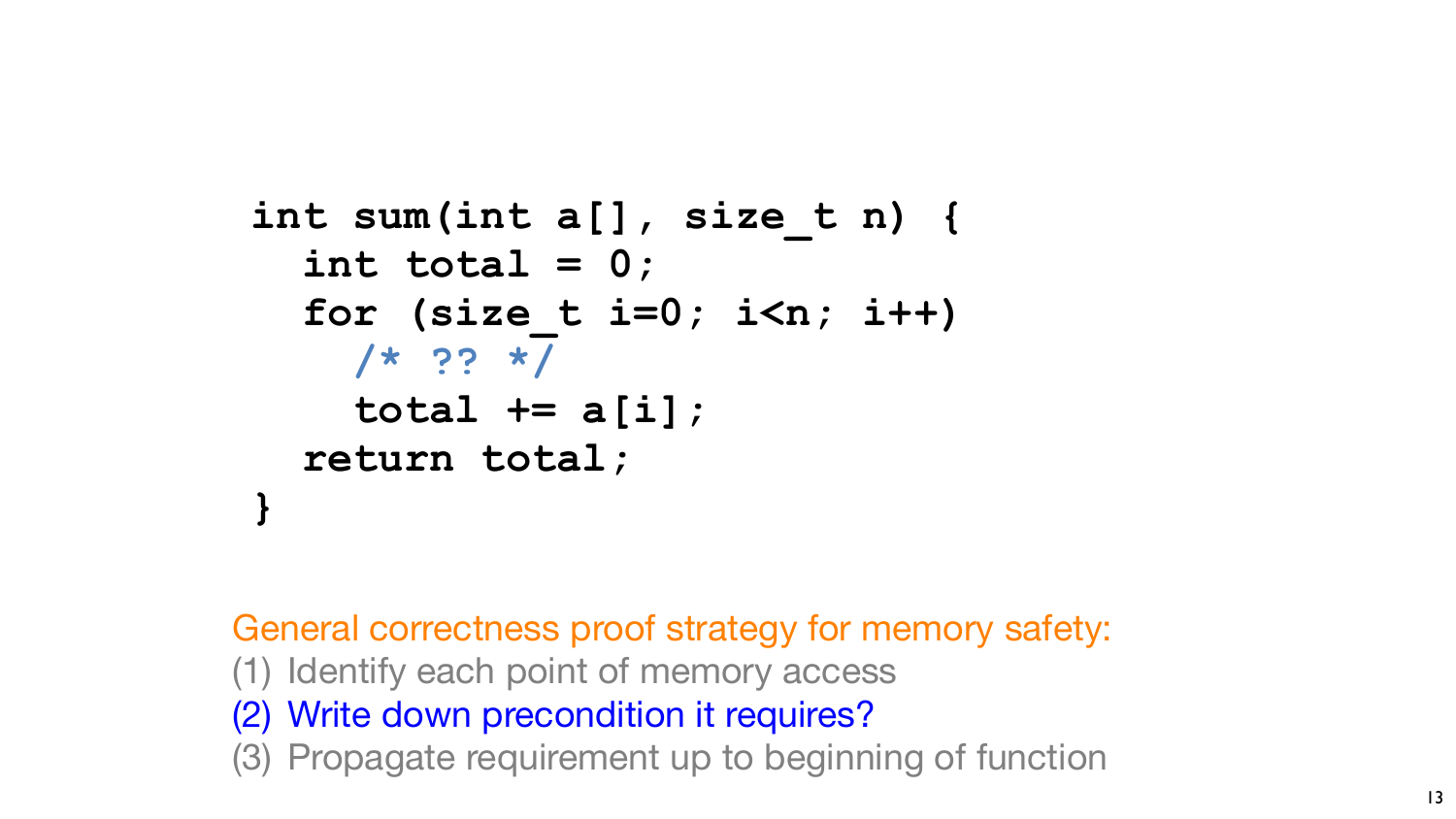```
int sum(int a[], size_t n) {
  int total = 0;
  for (size_t i=0; i<n; i++)
    /* ?? */
    total += a[i];
  return total;
}
```

General correctness proof strategy for memory safety:

(1) Identify each point of memory access
(2) Write down precondition it requires?
(3) Propagate requirement up to beginning of function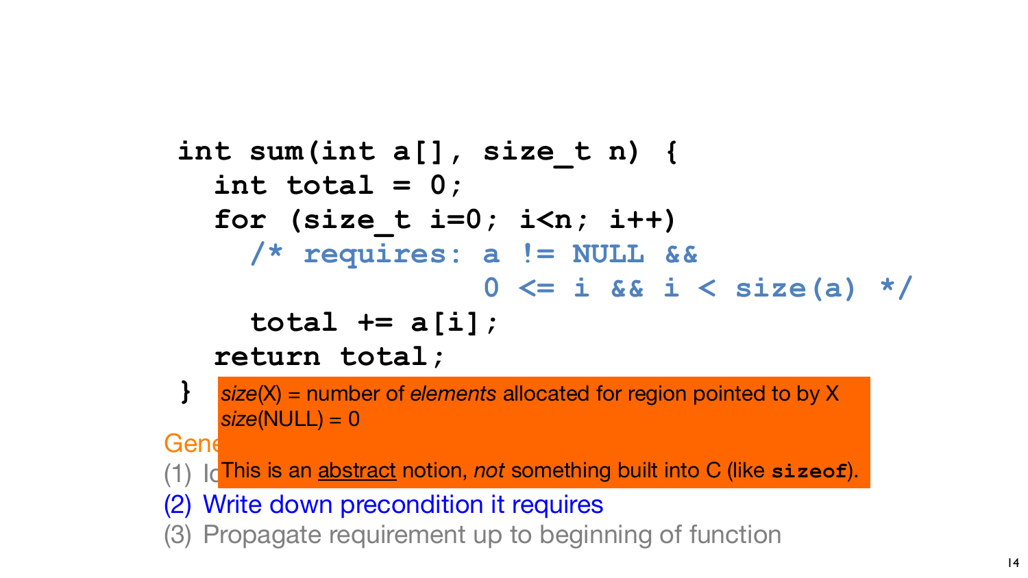```c
int sum(int a[], size_t n) {
  int total = 0;
  for (size_t i=0; i<n; i++)
    /* requires: a != NULL &&
                 0 <= i && i < size(a) */
    total += a[i];
  return total;
}
```

*size*(X) = number of *elements* allocated for region pointed to by X
*size*(NULL) = 0

This is an abstract notion, *not* something built into C (like `sizeof`).

Gene

(1) Id

(2) Write down precondition it requires

(3) Propagate requirement up to beginning of function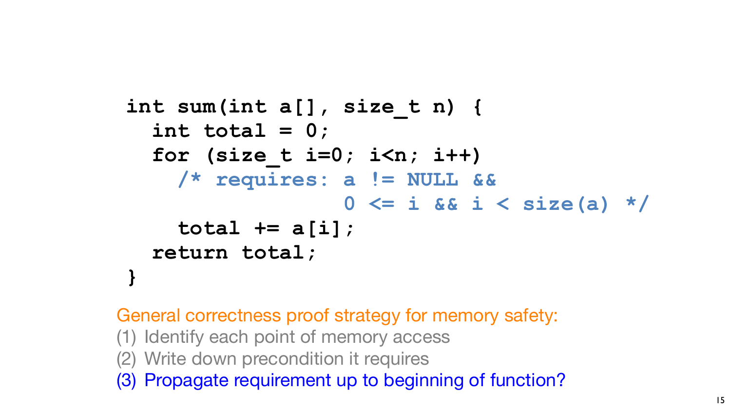```
int sum(int a[], size_t n) {
  int total = 0;
  for (size_t i=0; i<n; i++)
    /* requires: a != NULL &&
                 0 <= i && i < size(a) */
    total += a[i];
  return total;
}
```

General correctness proof strategy for memory safety:

1. Identify each point of memory access
2. Write down precondition it requires
3. Propagate requirement up to beginning of function?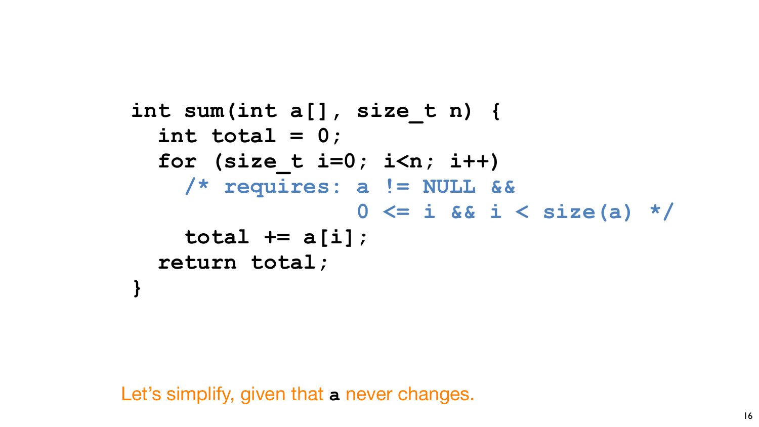```c
int sum(int a[], size_t n) {
  int total = 0;
  for (size_t i=0; i<n; i++)
    /* requires: a != NULL &&
                 0 <= i && i < size(a) */
    total += a[i];
  return total;
}
```

Let's simplify, given that `a` never changes.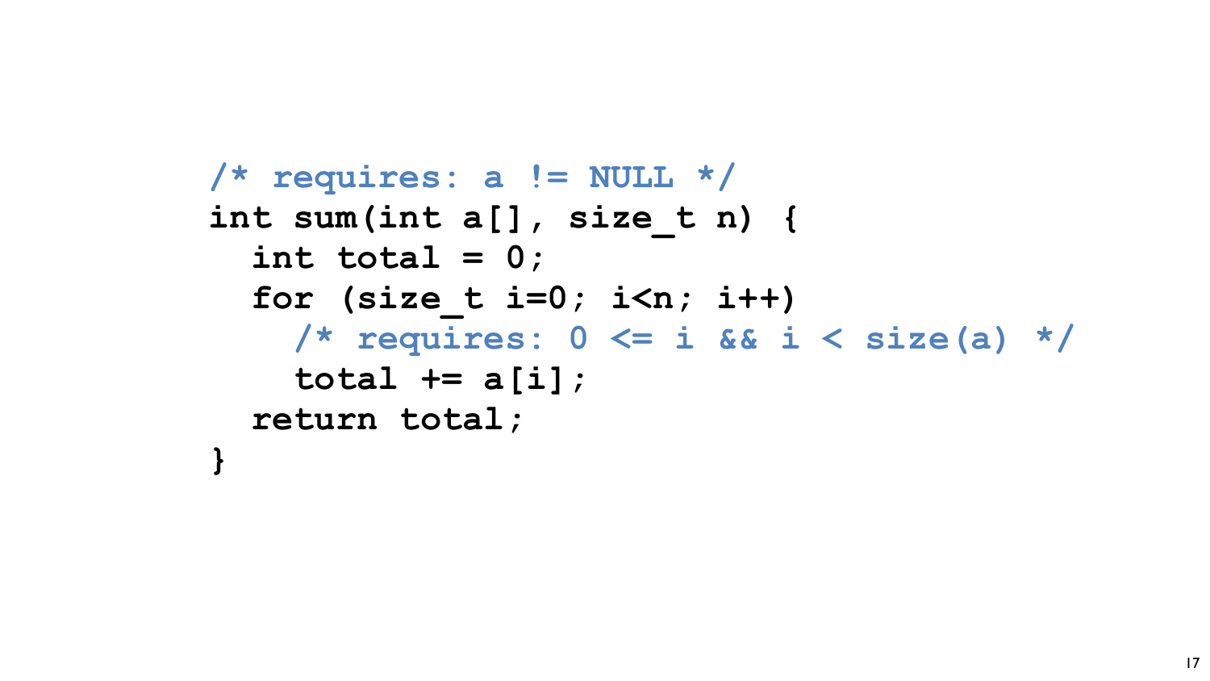```
/* requires: a != NULL */
int sum(int a[], size_t n) {
  int total = 0;
  for (size_t i=0; i<n; i++)
    /* requires: 0 <= i && i < size(a) */
    total += a[i];
  return total;
}
```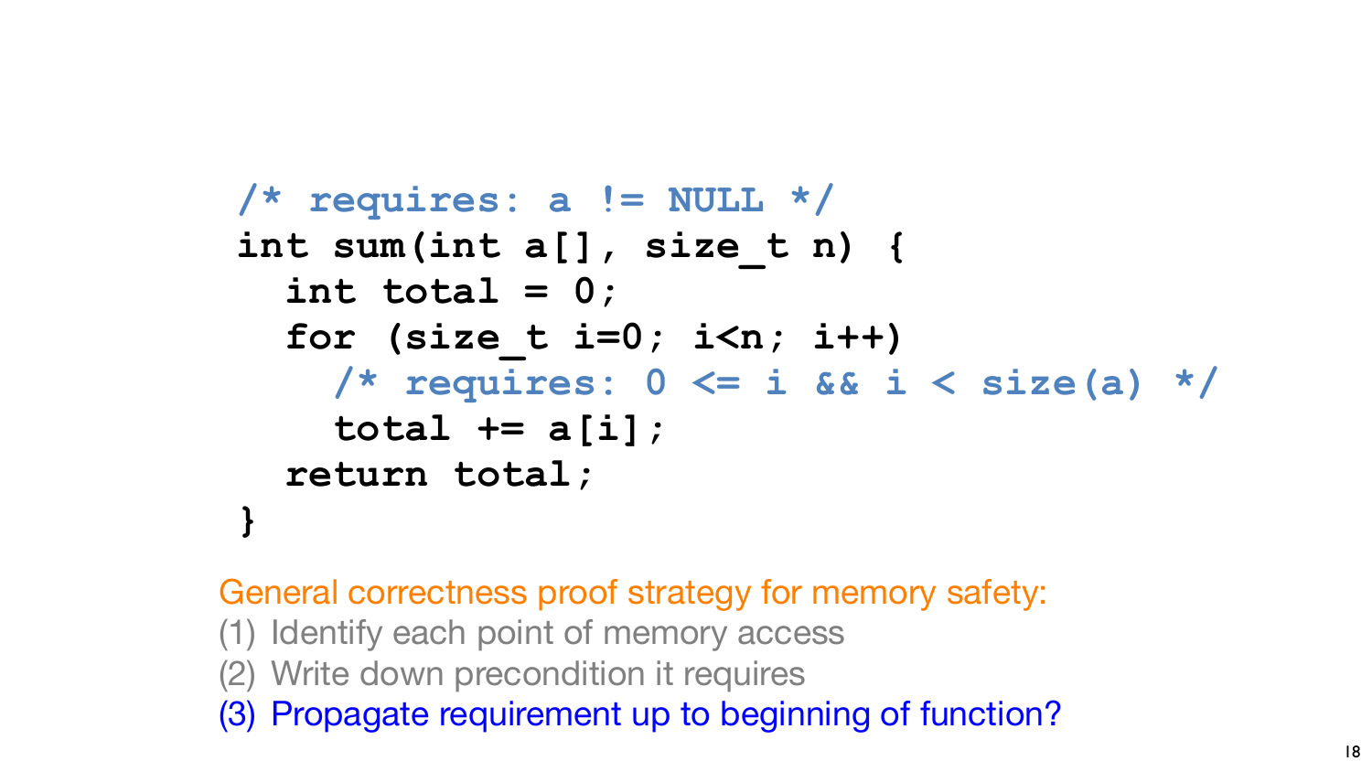```c
/* requires: a != NULL */
int sum(int a[], size_t n) {
  int total = 0;
  for (size_t i=0; i<n; i++)
    /* requires: 0 <= i && i < size(a) */
    total += a[i];
  return total;
}
```

General correctness proof strategy for memory safety:

1. Identify each point of memory access
2. Write down precondition it requires
3. Propagate requirement up to beginning of function?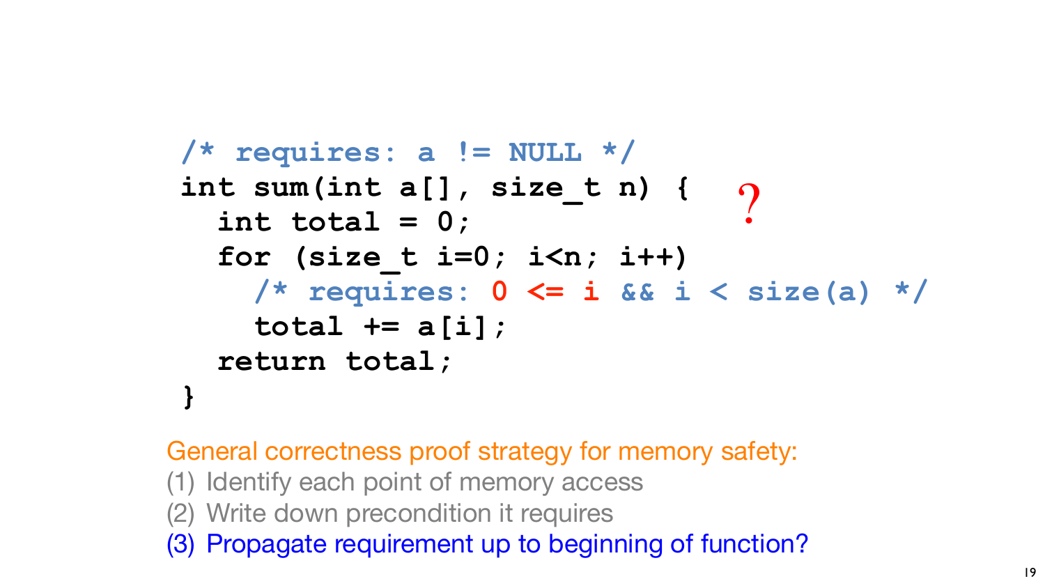```
/* requires: a != NULL */
int sum(int a[], size_t n) {
  int total = 0;
  for (size_t i=0; i<n; i++)
    /* requires: 0 <= i && i < size(a) */
    total += a[i];
  return total;
}
```

?

General correctness proof strategy for memory safety:

1. Identify each point of memory access
2. Write down precondition it requires
3. Propagate requirement up to beginning of function?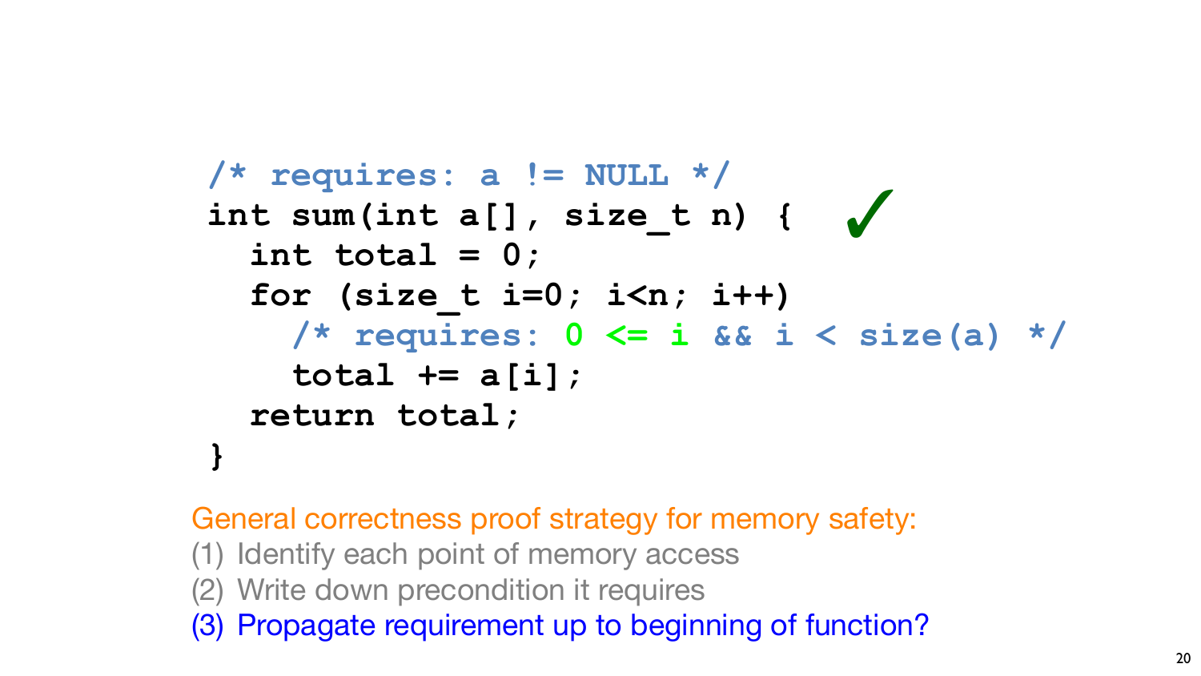```c
/* requires: a != NULL */
int sum(int a[], size_t n) {   ✓
  int total = 0;
  for (size_t i=0; i<n; i++)
    /* requires: 0 <= i && i < size(a) */
    total += a[i];
  return total;
}
```

General correctness proof strategy for memory safety:

1. Identify each point of memory access
2. Write down precondition it requires
3. Propagate requirement up to beginning of function?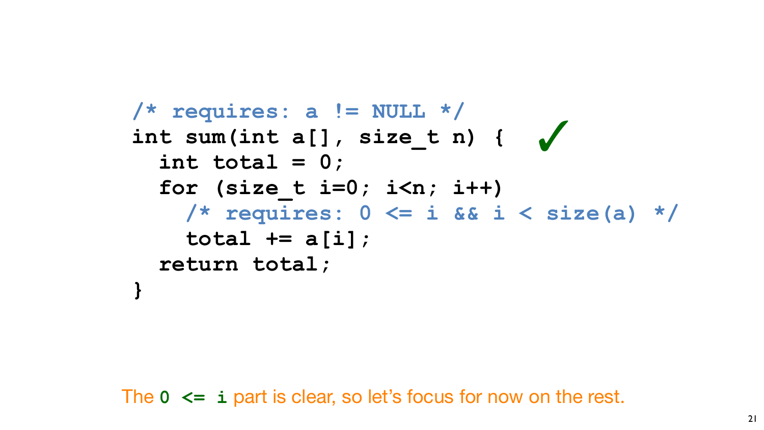```
/* requires: a != NULL */
int sum(int a[], size_t n) {    ✓
  int total = 0;
  for (size_t i=0; i<n; i++)
    /* requires: 0 <= i && i < size(a) */
    total += a[i];
  return total;
}
```

The `0 <= i` part is clear, so let's focus for now on the rest.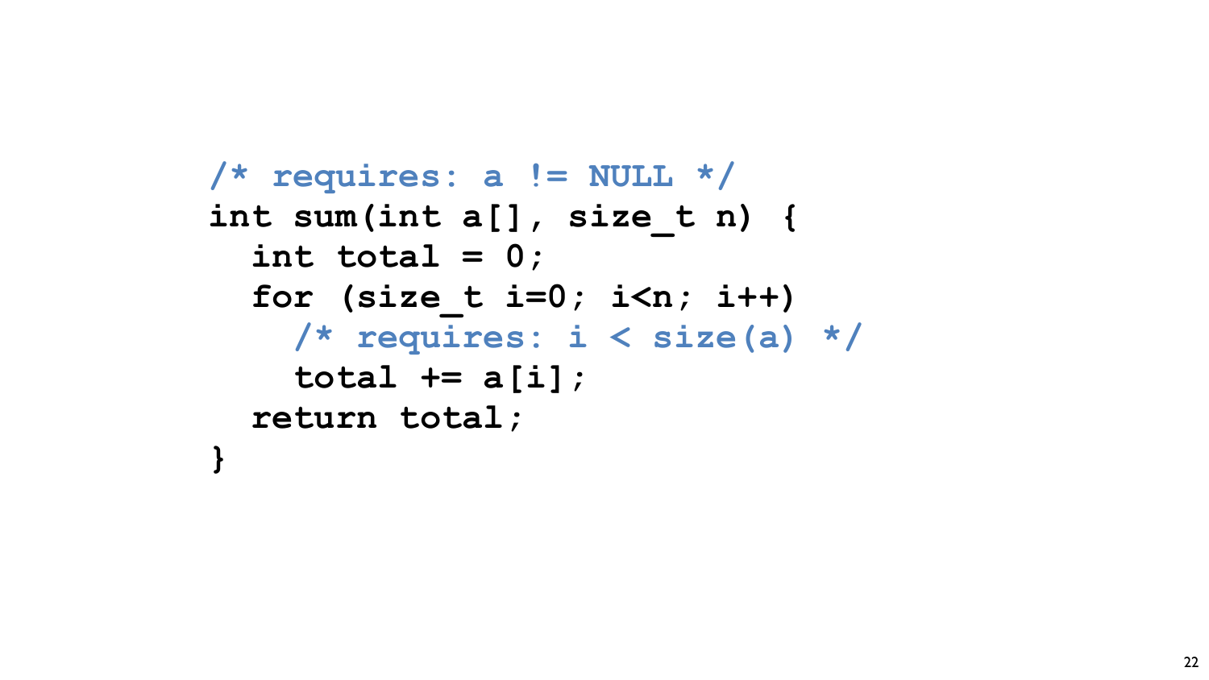```c
/* requires: a != NULL */
int sum(int a[], size_t n) {
  int total = 0;
  for (size_t i=0; i<n; i++)
    /* requires: i < size(a) */
    total += a[i];
  return total;
}
```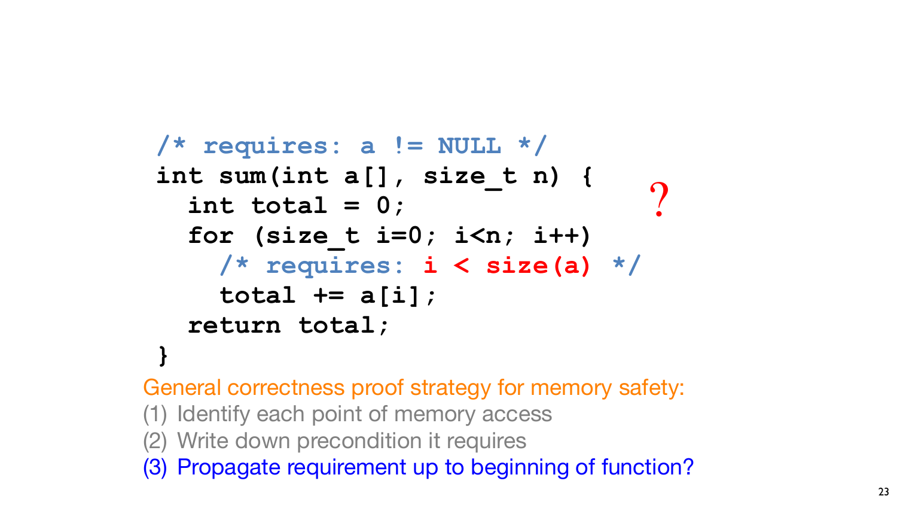```
/* requires: a != NULL */
int sum(int a[], size_t n) {
  int total = 0;
  for (size_t i=0; i<n; i++)
    /* requires: i < size(a) */
    total += a[i];
  return total;
}
```

?

General correctness proof strategy for memory safety:

1. Identify each point of memory access
2. Write down precondition it requires
3. Propagate requirement up to beginning of function?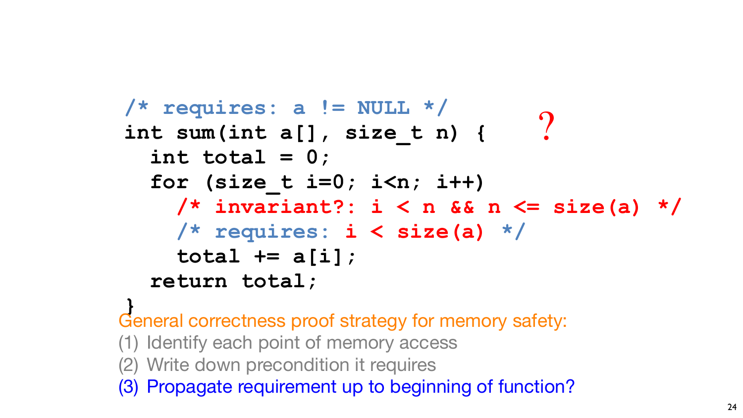```c
/* requires: a != NULL */
int sum(int a[], size_t n) {
  int total = 0;
  for (size_t i=0; i<n; i++)
    /* invariant?: i < n && n <= size(a) */
    /* requires: i < size(a) */
    total += a[i];
  return total;
}
```

?

General correctness proof strategy for memory safety:

1. Identify each point of memory access
2. Write down precondition it requires
3. Propagate requirement up to beginning of function?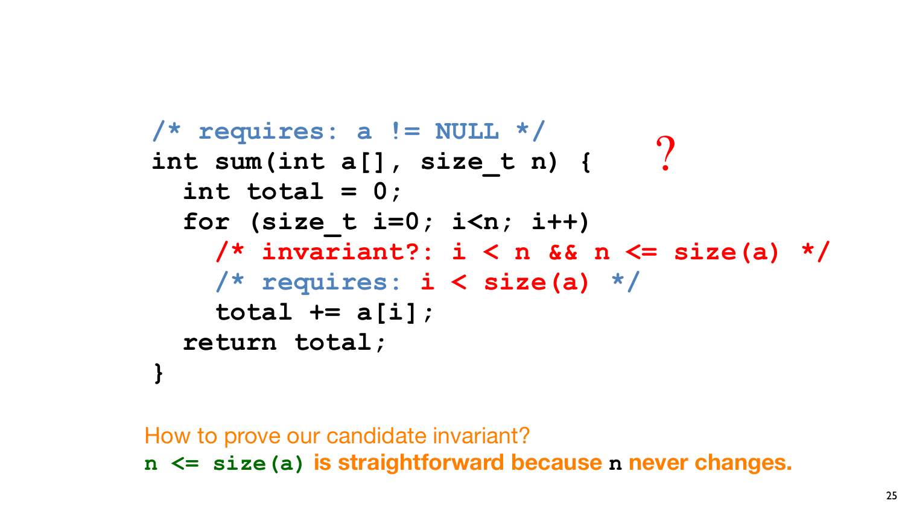```
/* requires: a != NULL */
int sum(int a[], size_t n) {
  int total = 0;
  for (size_t i=0; i<n; i++)
    /* invariant?: i < n && n <= size(a) */
    /* requires: i < size(a) */
    total += a[i];
  return total;
}
```

?

How to prove our candidate invariant?

`n <= size(a)` **is straightforward because** `n` **never changes.**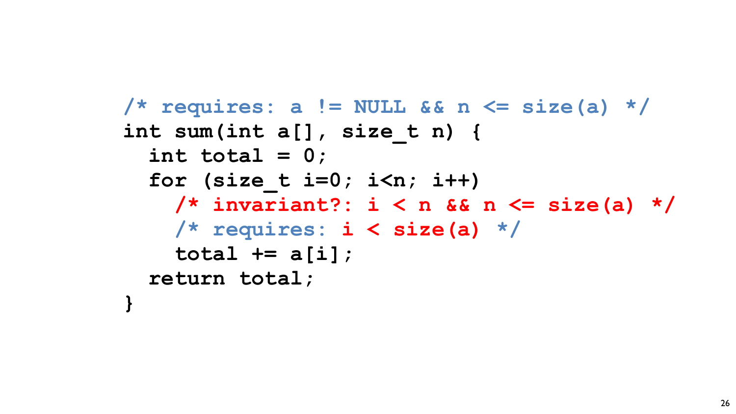```c
/* requires: a != NULL && n <= size(a) */
int sum(int a[], size_t n) {
  int total = 0;
  for (size_t i=0; i<n; i++)
    /* invariant?: i < n && n <= size(a) */
    /* requires: i < size(a) */
    total += a[i];
  return total;
}
```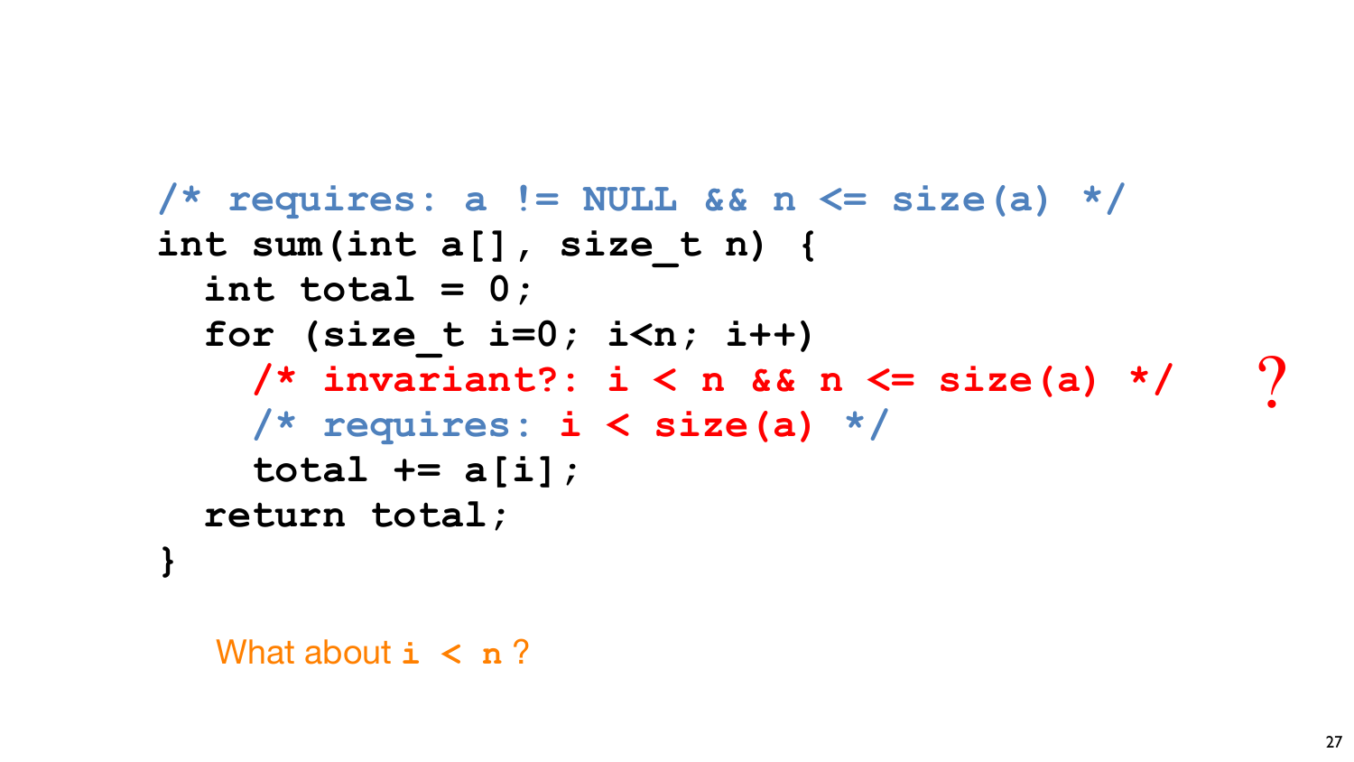```c
/* requires: a != NULL && n <= size(a) */
int sum(int a[], size_t n) {
  int total = 0;
  for (size_t i=0; i<n; i++)
    /* invariant?: i < n && n <= size(a) */     ?
    /* requires: i < size(a) */
    total += a[i];
  return total;
}
```

What about `i < n` ?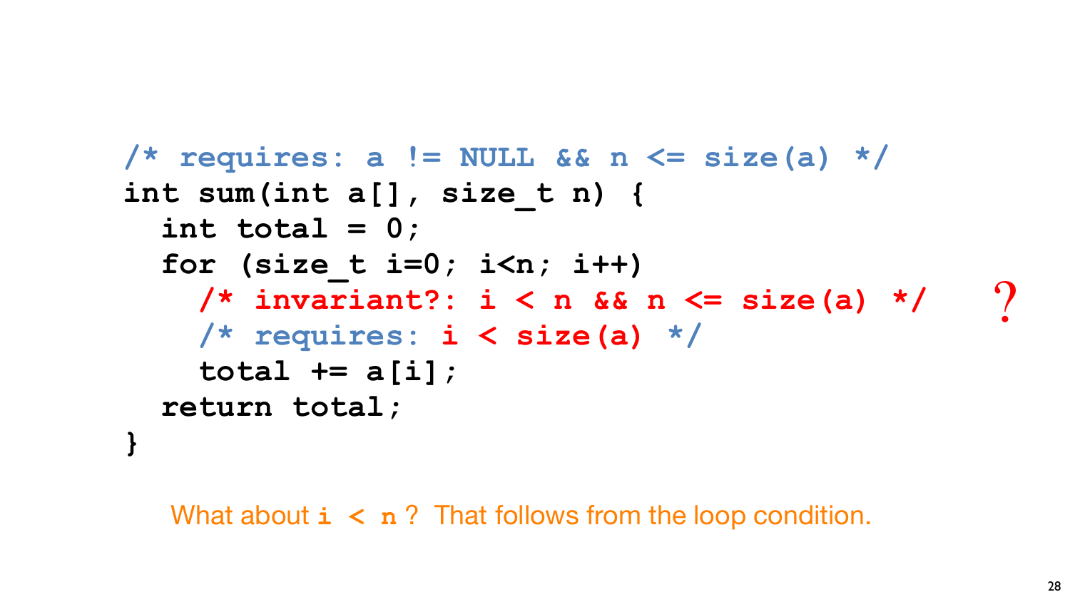```c
/* requires: a != NULL && n <= size(a) */
int sum(int a[], size_t n) {
  int total = 0;
  for (size_t i=0; i<n; i++)
    /* invariant?: i < n && n <= size(a) */
    /* requires: i < size(a) */
    total += a[i];
  return total;
}
```

?

What about `i < n` ? That follows from the loop condition.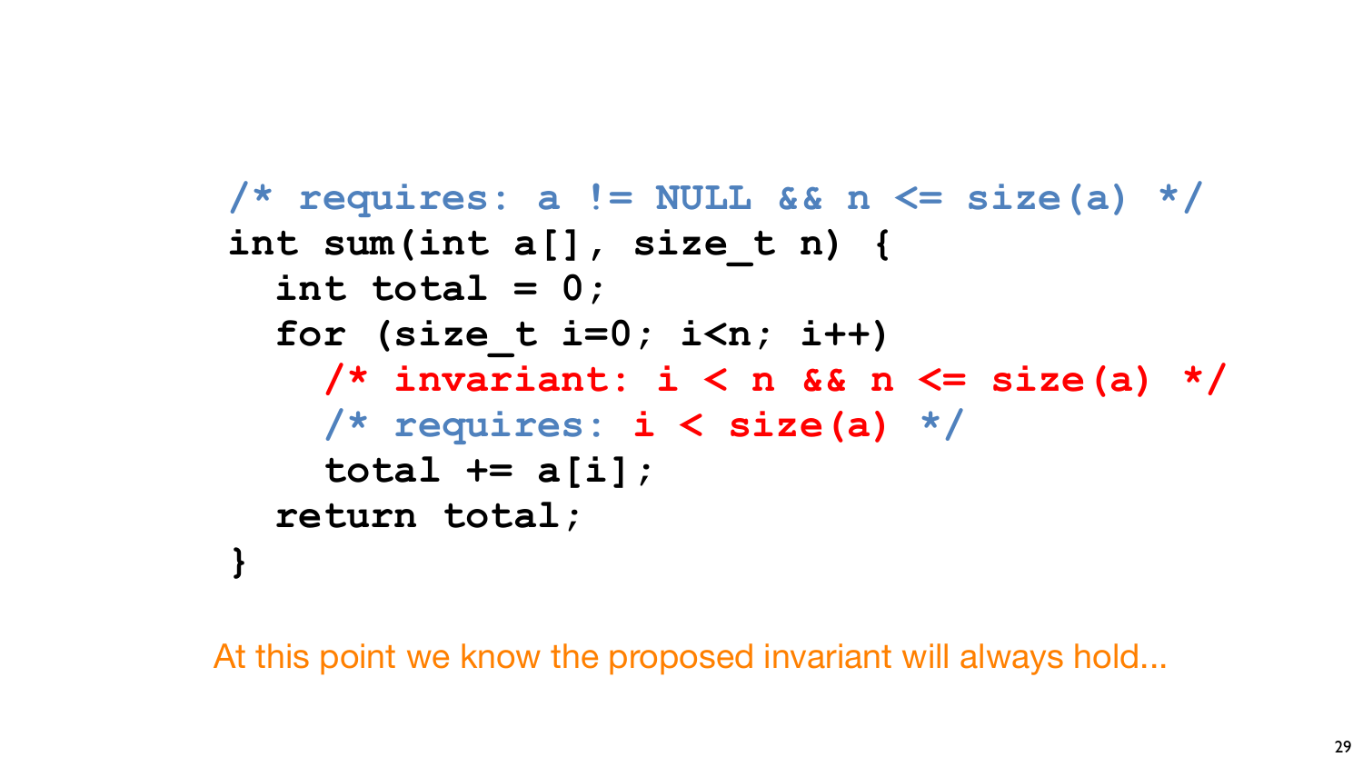```
/* requires: a != NULL && n <= size(a) */
int sum(int a[], size_t n) {
  int total = 0;
  for (size_t i=0; i<n; i++)
    /* invariant: i < n && n <= size(a) */
    /* requires: i < size(a) */
    total += a[i];
  return total;
}
```

At this point we know the proposed invariant will always hold...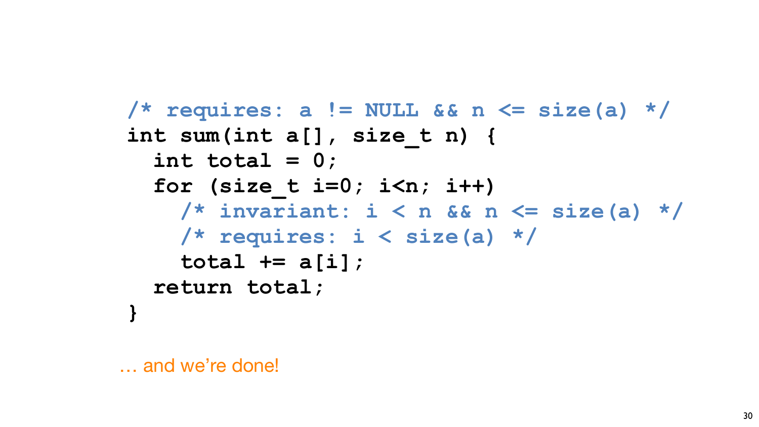```c
/* requires: a != NULL && n <= size(a) */
int sum(int a[], size_t n) {
  int total = 0;
  for (size_t i=0; i<n; i++)
    /* invariant: i < n && n <= size(a) */
    /* requires: i < size(a) */
    total += a[i];
  return total;
}
```

… and we're done!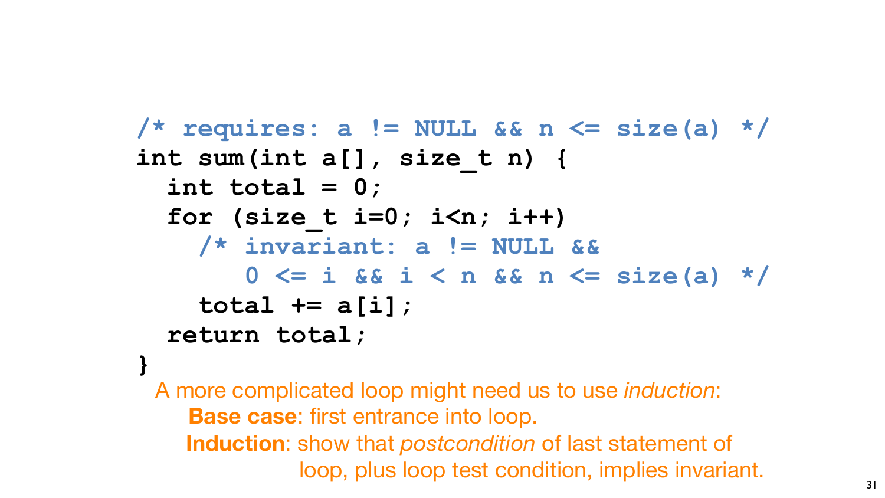```c
/* requires: a != NULL && n <= size(a) */
int sum(int a[], size_t n) {
  int total = 0;
  for (size_t i=0; i<n; i++)
    /* invariant: a != NULL &&
         0 <= i && i < n && n <= size(a) */
    total += a[i];
  return total;
}
```

A more complicated loop might need us to use *induction*:

- **Base case**: first entrance into loop.
- **Induction**: show that *postcondition* of last statement of loop, plus loop test condition, implies invariant.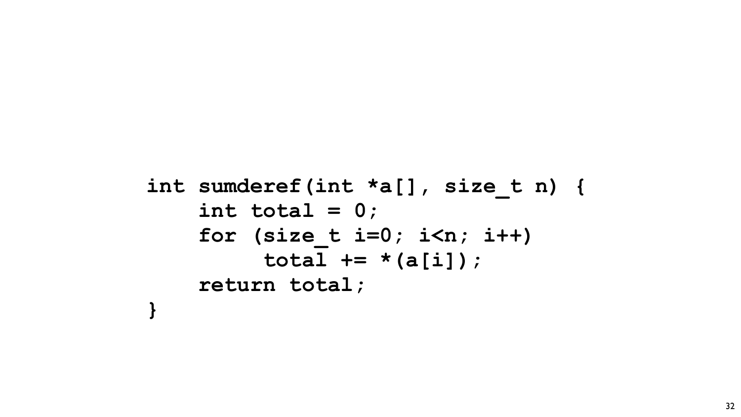```c
int sumderef(int *a[], size_t n) {
    int total = 0;
    for (size_t i=0; i<n; i++)
         total += *(a[i]);
    return total;
}
```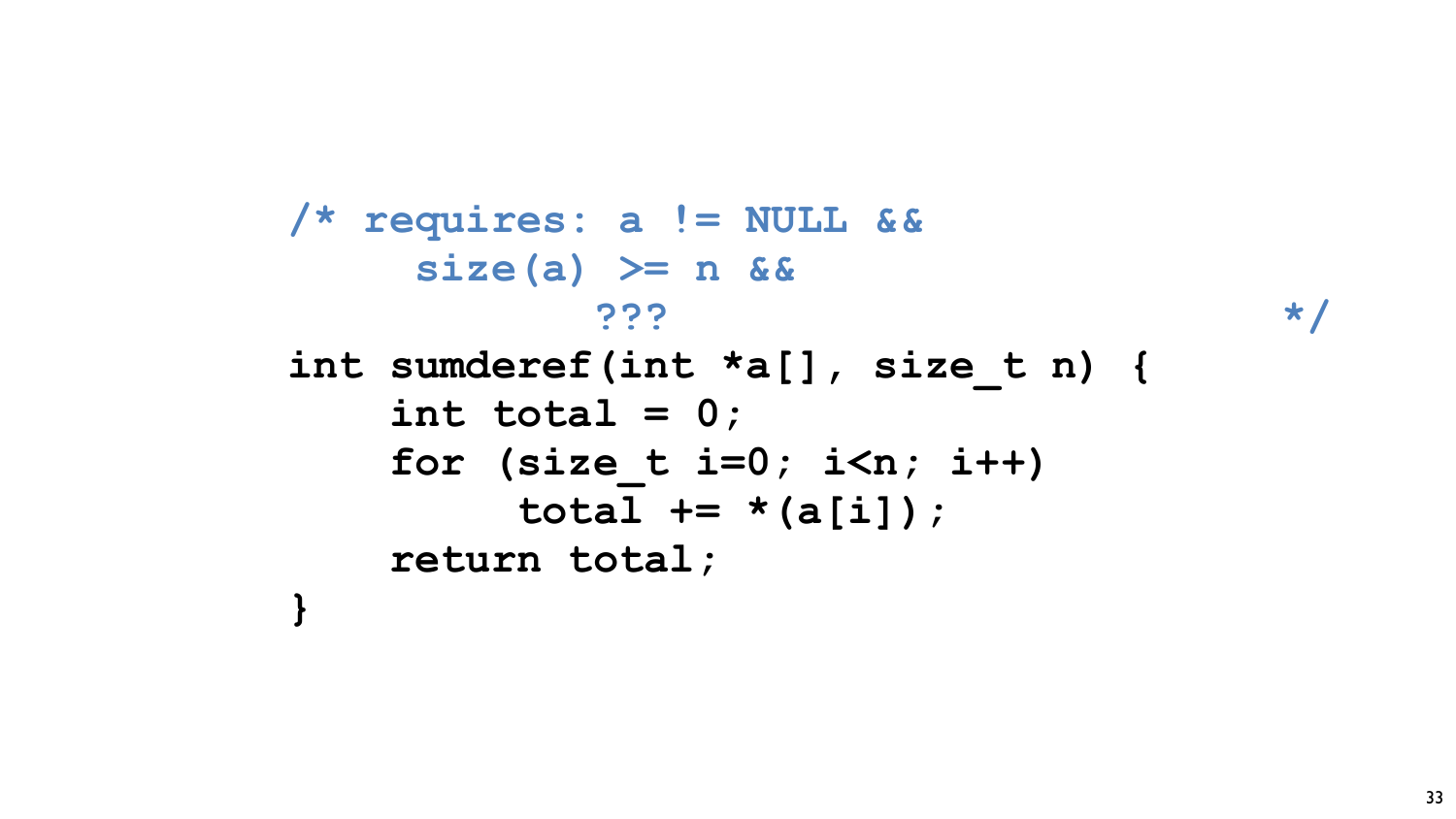```c
/* requires: a != NULL &&
     size(a) >= n &&
           ???                              */
int sumderef(int *a[], size_t n) {
    int total = 0;
    for (size_t i=0; i<n; i++)
         total += *(a[i]);
    return total;
}
```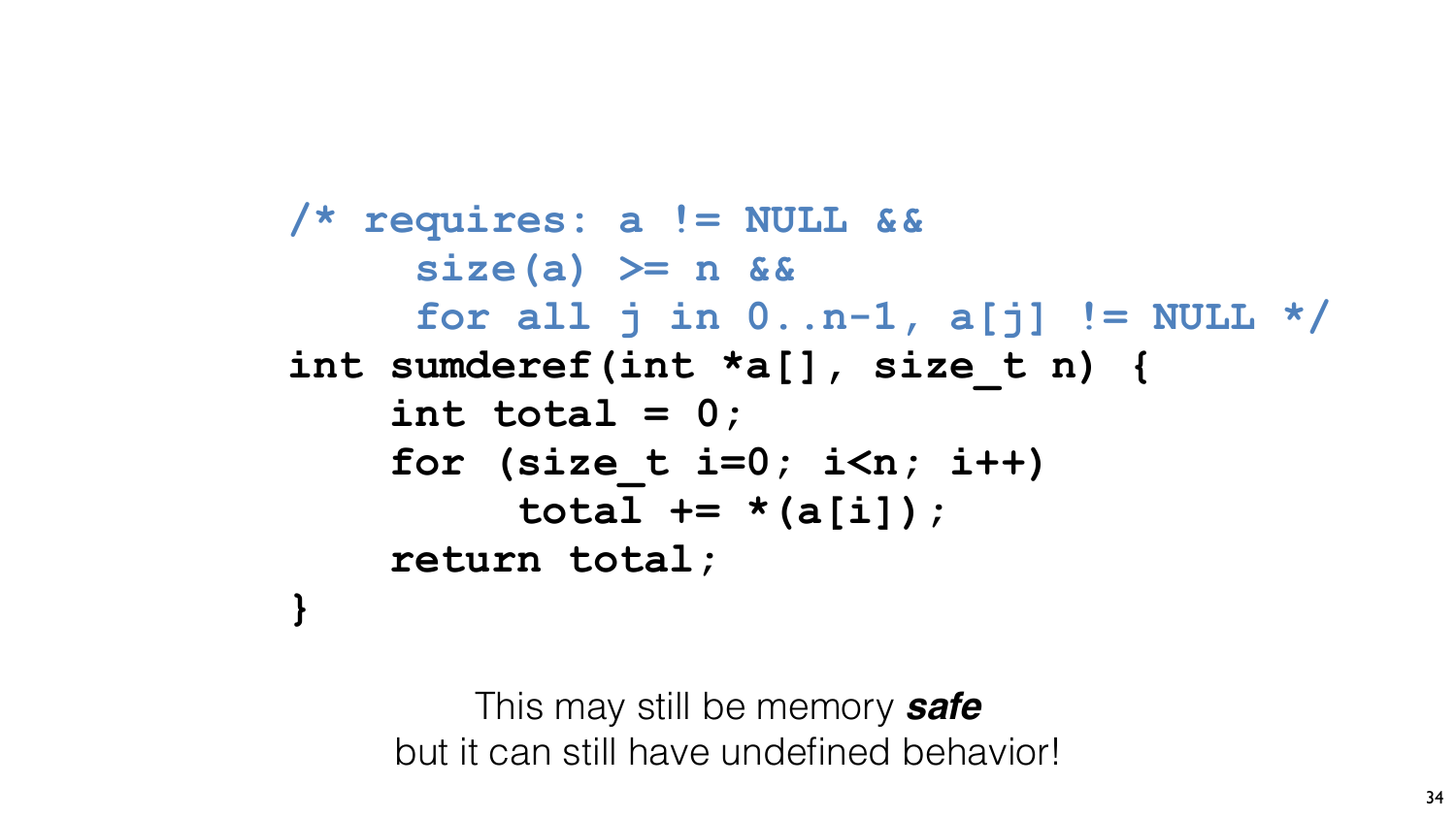```c
/* requires: a != NULL &&
     size(a) >= n &&
     for all j in 0..n-1, a[j] != NULL */
int sumderef(int *a[], size_t n) {
    int total = 0;
    for (size_t i=0; i<n; i++)
         total += *(a[i]);
    return total;
}
```

This may still be memory ***safe***
but it can still have undefined behavior!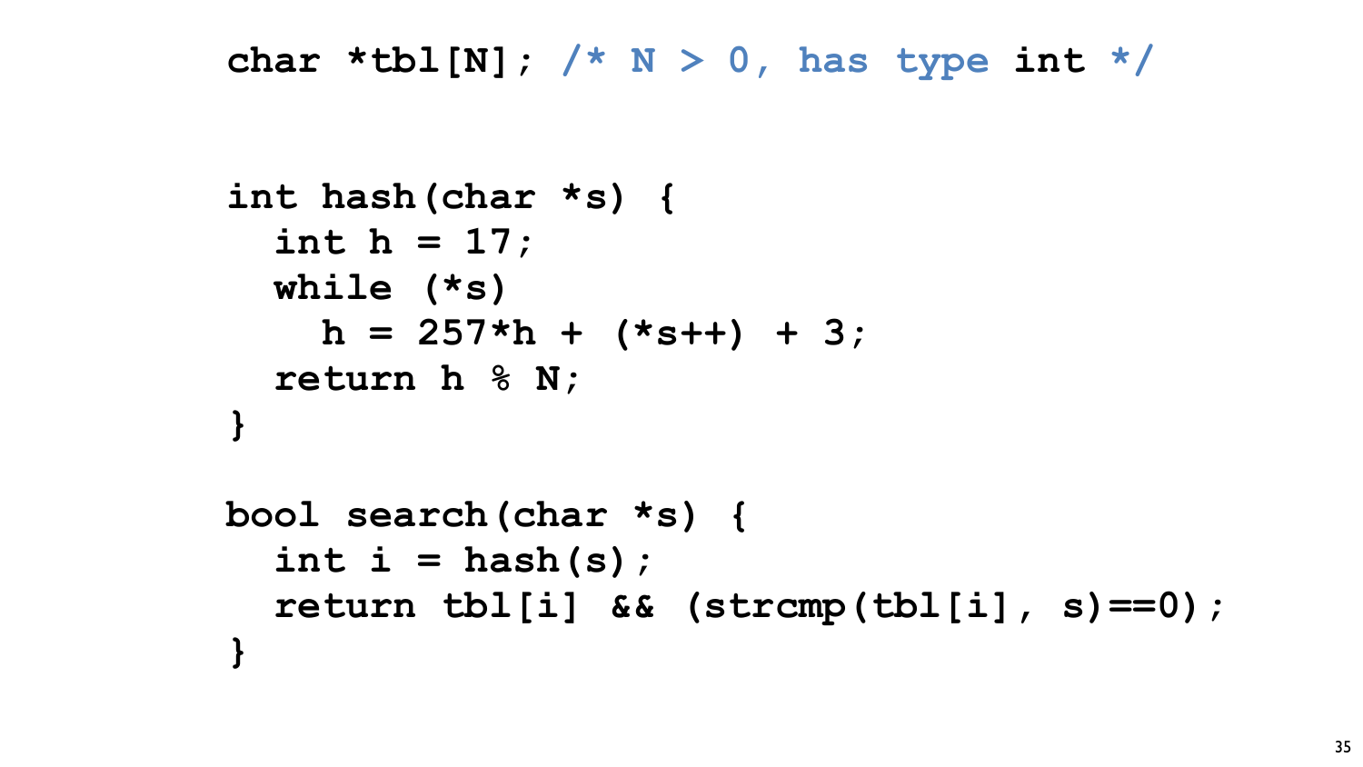```c
char *tbl[N]; /* N > 0, has type int */

int hash(char *s) {
  int h = 17;
  while (*s)
    h = 257*h + (*s++) + 3;
  return h % N;
}

bool search(char *s) {
  int i = hash(s);
  return tbl[i] && (strcmp(tbl[i], s)==0);
}
```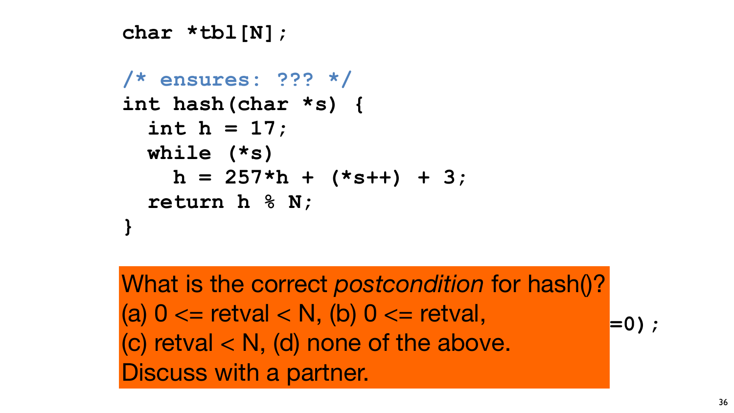```c
char *tbl[N];

/* ensures: ??? */
int hash(char *s) {
  int h = 17;
  while (*s)
    h = 257*h + (*s++) + 3;
  return h % N;
}
```

What is the correct *postcondition* for hash()?
(a) 0 <= retval < N, (b) 0 <= retval,
(c) retval < N, (d) none of the above.
Discuss with a partner.

```
=0);
```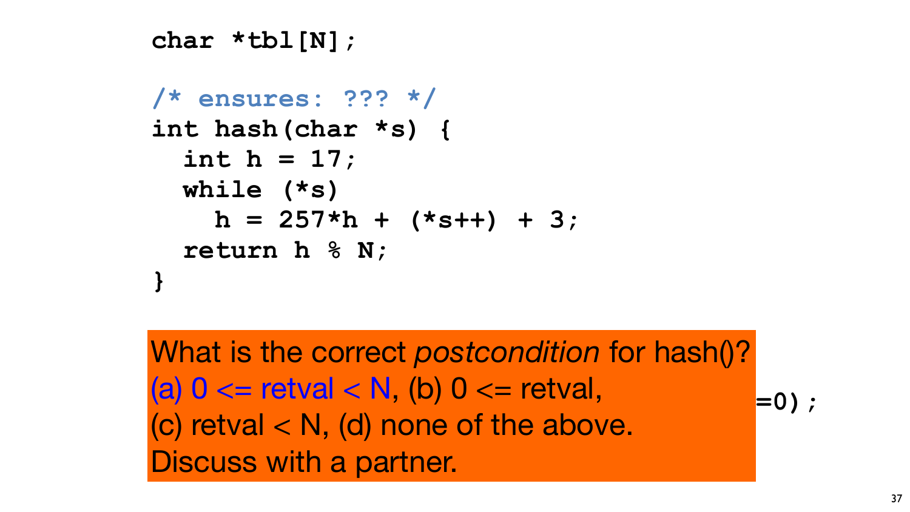```
char *tbl[N];

/* ensures: ??? */
int hash(char *s) {
  int h = 17;
  while (*s)
    h = 257*h + (*s++) + 3;
  return h % N;
}
```

What is the correct *postcondition* for hash()?
(a) 0 <= retval < N, (b) 0 <= retval,
(c) retval < N, (d) none of the above.
Discuss with a partner.

`=0);`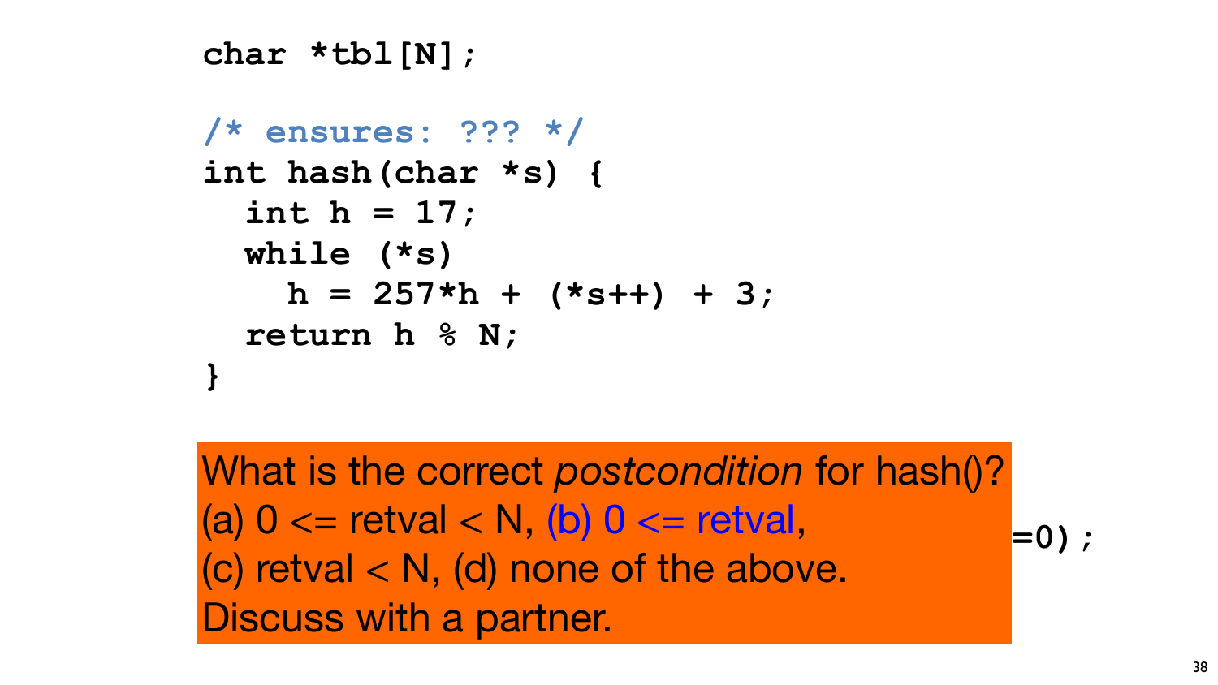```c
char *tbl[N];

/* ensures: ??? */
int hash(char *s) {
  int h = 17;
  while (*s)
    h = 257*h + (*s++) + 3;
  return h % N;
}
```

What is the correct *postcondition* for hash()?
(a) 0 <= retval < N, (b) 0 <= retval,
(c) retval < N, (d) none of the above.
Discuss with a partner.

```c
=0);
```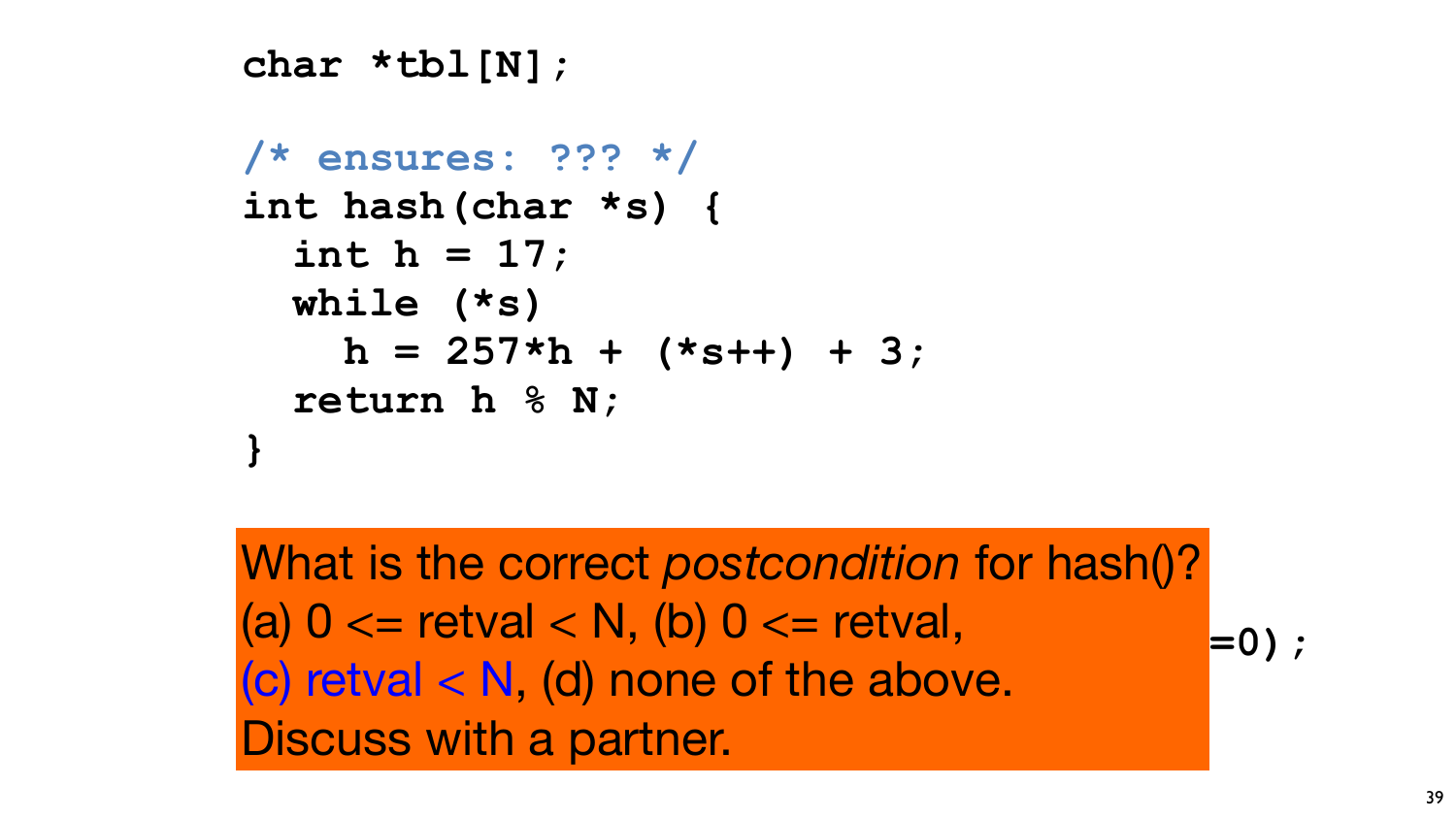```
char *tbl[N];

/* ensures: ??? */
int hash(char *s) {
  int h = 17;
  while (*s)
    h = 257*h + (*s++) + 3;
  return h % N;
}
```

What is the correct *postcondition* for hash()?
(a) 0 <= retval < N, (b) 0 <= retval,
(c) retval < N, (d) none of the above.
Discuss with a partner.

```
=0);
```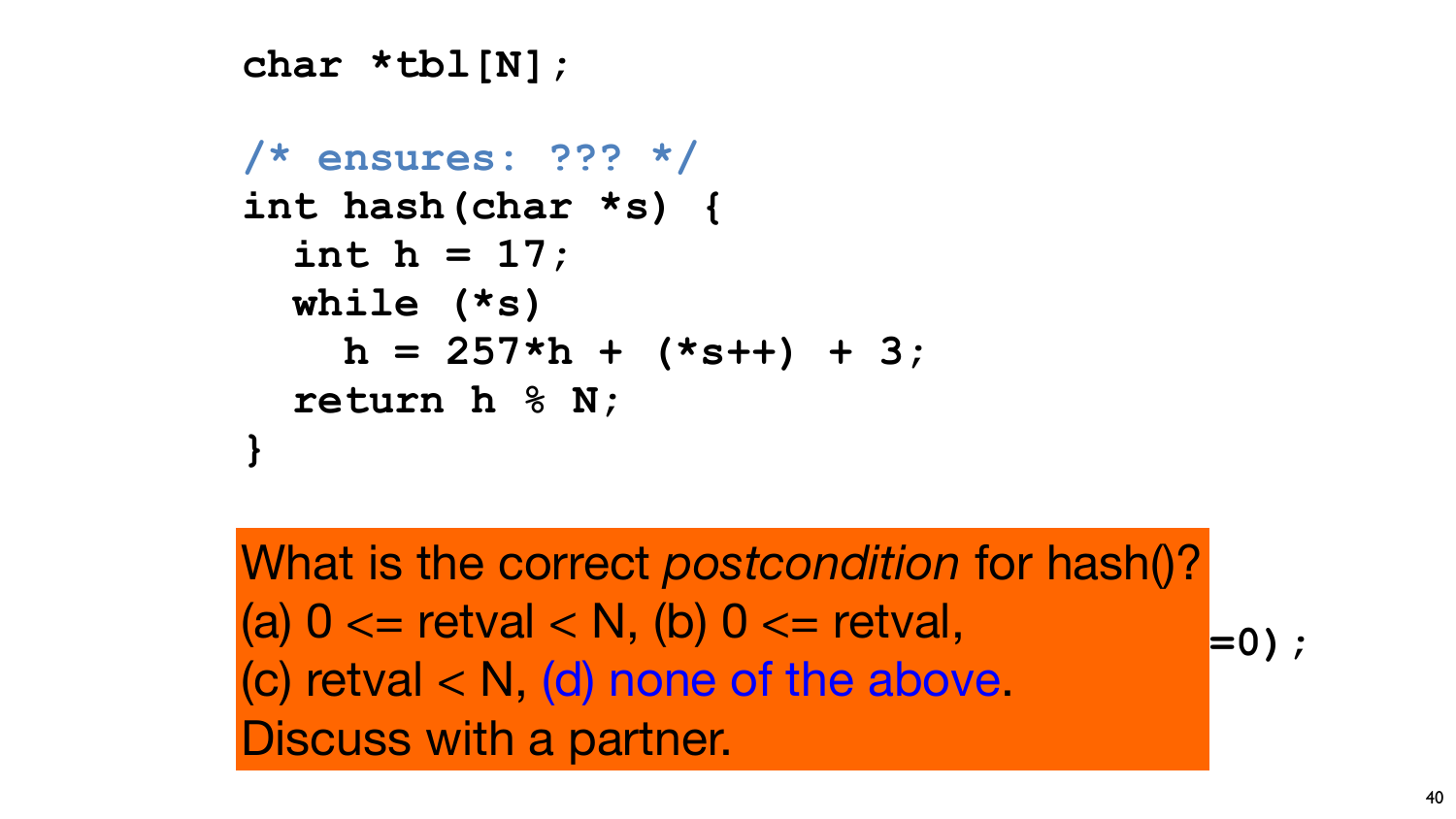```
char *tbl[N];

/* ensures: ??? */
int hash(char *s) {
  int h = 17;
  while (*s)
    h = 257*h + (*s++) + 3;
  return h % N;
}
```

What is the correct *postcondition* for hash()?
(a) 0 <= retval < N, (b) 0 <= retval,
(c) retval < N, (d) none of the above.
Discuss with a partner.

```
=0);
```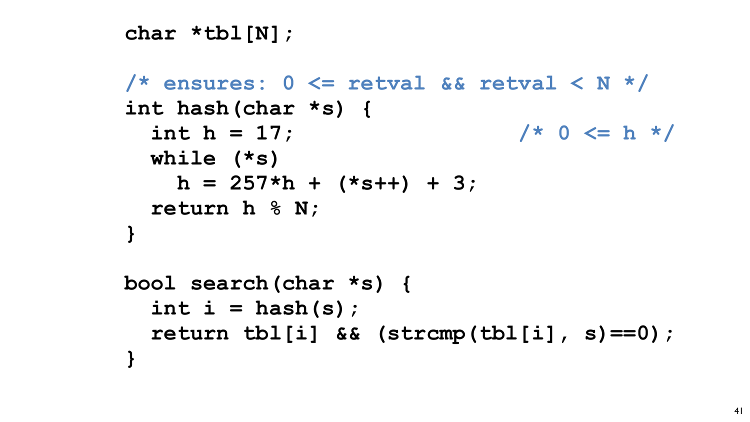```c
char *tbl[N];

/* ensures: 0 <= retval && retval < N */
int hash(char *s) {
  int h = 17;                /* 0 <= h */
  while (*s)
    h = 257*h + (*s++) + 3;
  return h % N;
}

bool search(char *s) {
  int i = hash(s);
  return tbl[i] && (strcmp(tbl[i], s)==0);
}
```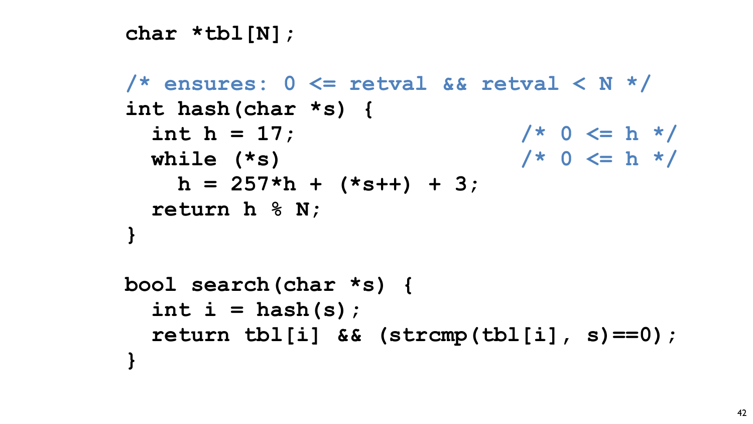```c
char *tbl[N];

/* ensures: 0 <= retval && retval < N */
int hash(char *s) {
  int h = 17;                   /* 0 <= h */
  while (*s)                    /* 0 <= h */
    h = 257*h + (*s++) + 3;
  return h % N;
}

bool search(char *s) {
  int i = hash(s);
  return tbl[i] && (strcmp(tbl[i], s)==0);
}
```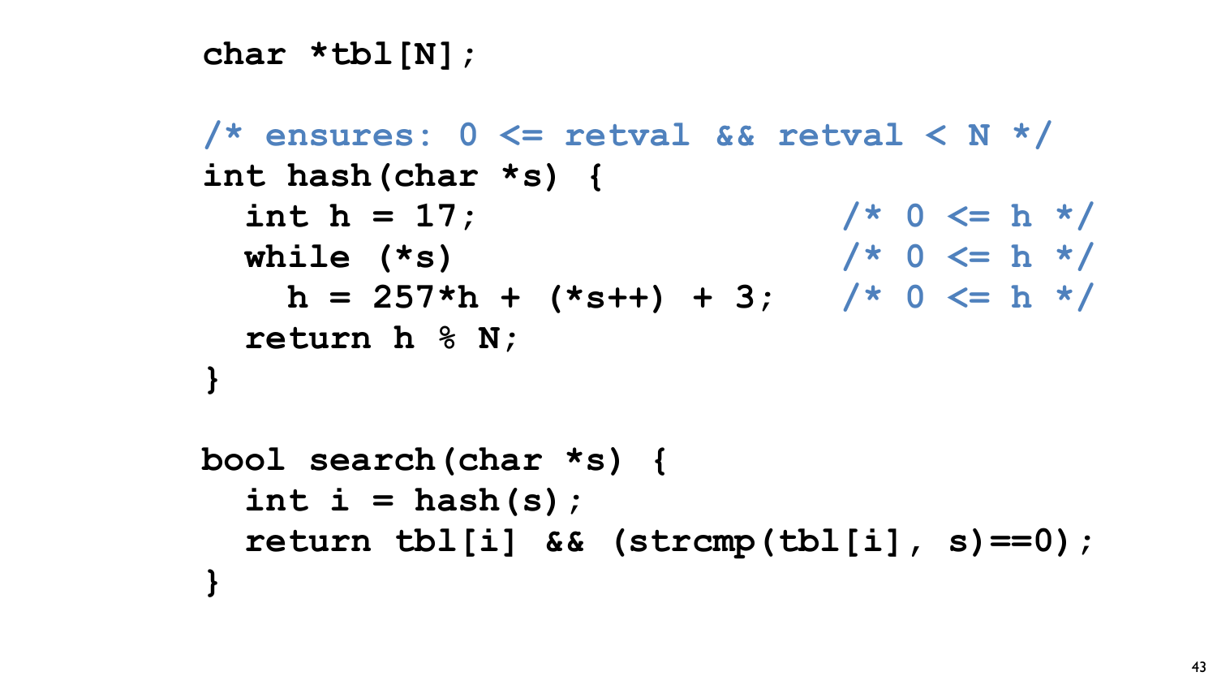```c
char *tbl[N];

/* ensures: 0 <= retval && retval < N */
int hash(char *s) {
  int h = 17;                    /* 0 <= h */
  while (*s)                     /* 0 <= h */
    h = 257*h + (*s++) + 3;      /* 0 <= h */
  return h % N;
}

bool search(char *s) {
  int i = hash(s);
  return tbl[i] && (strcmp(tbl[i], s)==0);
}
```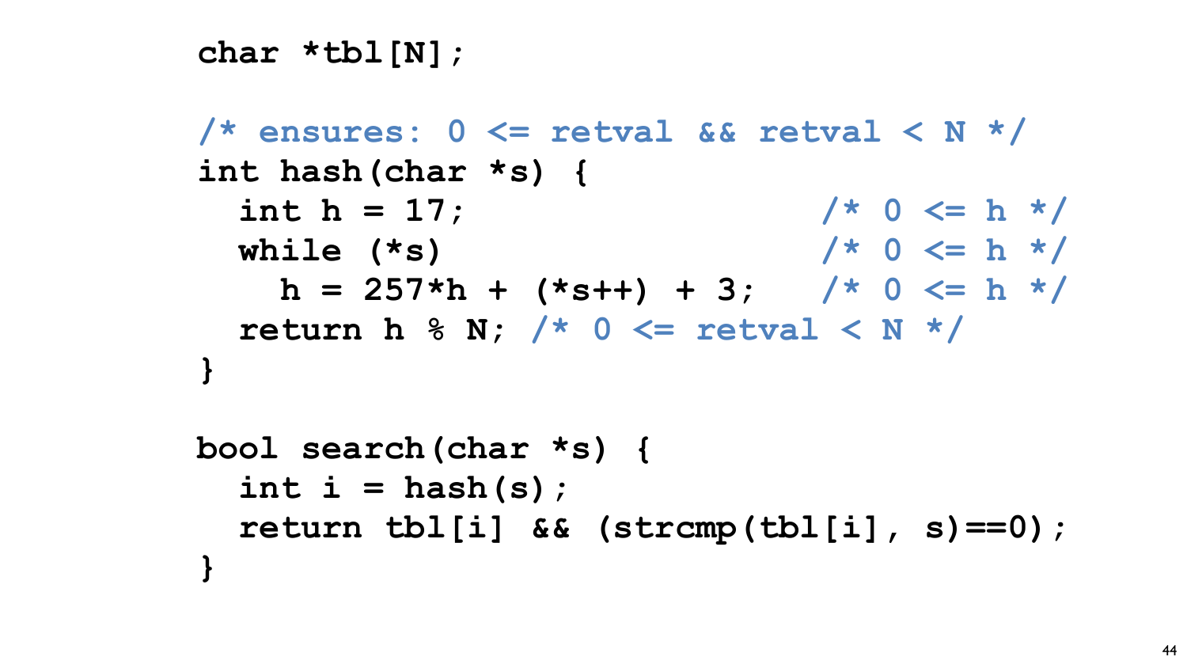```c
char *tbl[N];

/* ensures: 0 <= retval && retval < N */
int hash(char *s) {
  int h = 17;                    /* 0 <= h */
  while (*s)                     /* 0 <= h */
    h = 257*h + (*s++) + 3;      /* 0 <= h */
  return h % N; /* 0 <= retval < N */
}

bool search(char *s) {
  int i = hash(s);
  return tbl[i] && (strcmp(tbl[i], s)==0);
}
```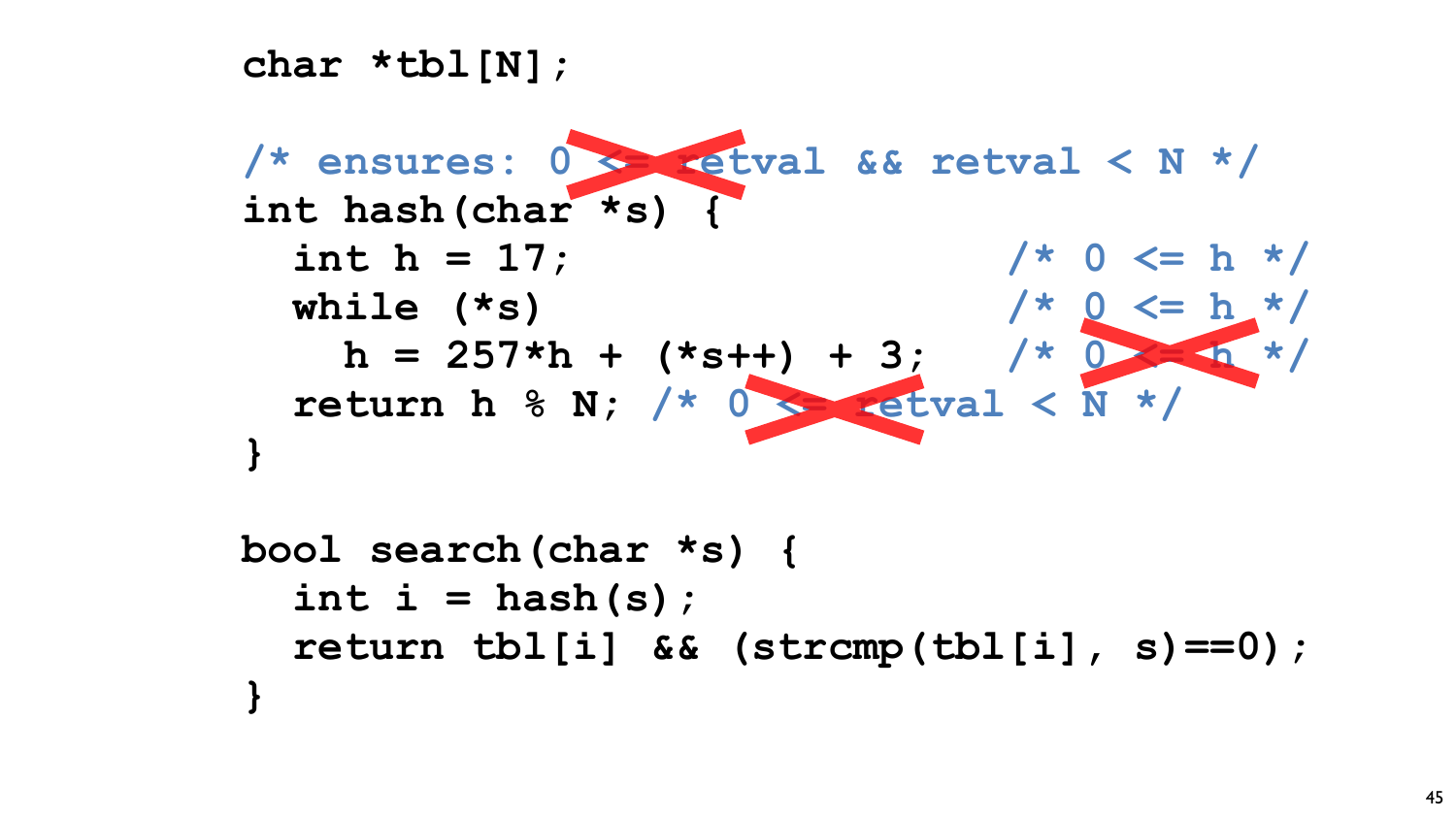```c
char *tbl[N];

/* ensures: 0 <= retval && retval < N */
int hash(char *s) {
  int h = 17;                    /* 0 <= h */
  while (*s)                     /* 0 <= h */
    h = 257*h + (*s++) + 3;      /* 0 <= h */
  return h % N; /* 0 <= retval < N */
}

bool search(char *s) {
  int i = hash(s);
  return tbl[i] && (strcmp(tbl[i], s)==0);
}
```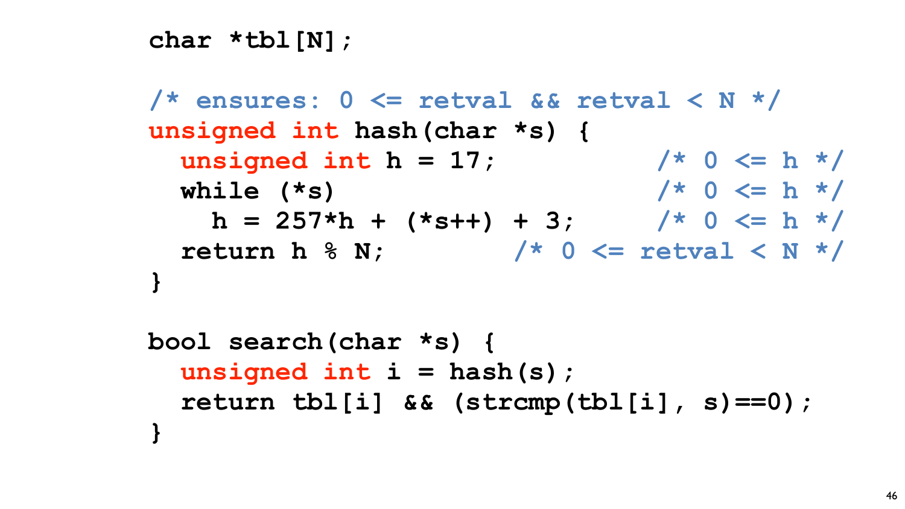```c
char *tbl[N];

/* ensures: 0 <= retval && retval < N */
unsigned int hash(char *s) {
  unsigned int h = 17;          /* 0 <= h */
  while (*s)                    /* 0 <= h */
    h = 257*h + (*s++) + 3;     /* 0 <= h */
  return h % N;          /* 0 <= retval < N */
}

bool search(char *s) {
  unsigned int i = hash(s);
  return tbl[i] && (strcmp(tbl[i], s)==0);
}
```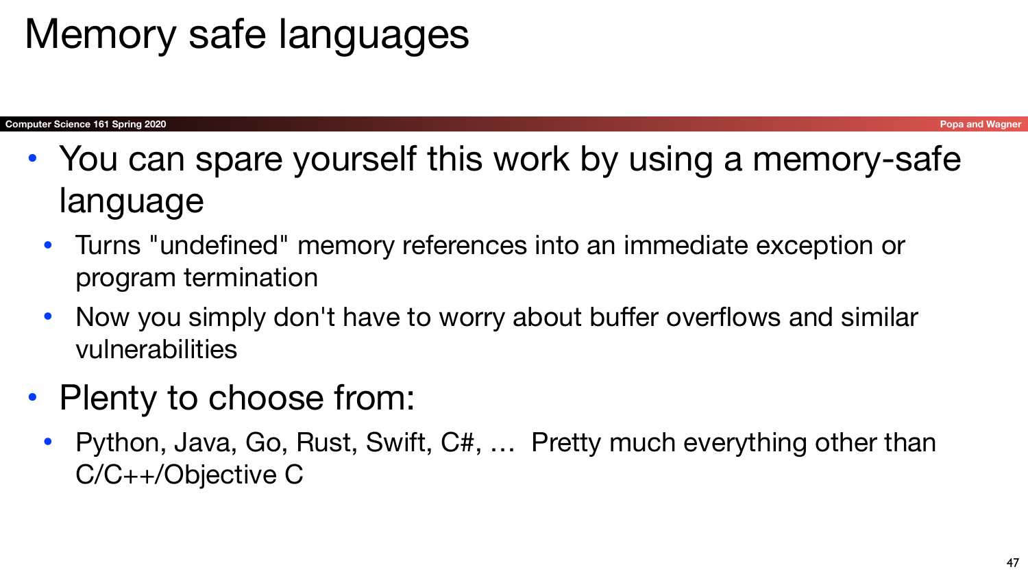# Memory safe languages

- You can spare yourself this work by using a memory-safe language
  - Turns "undefined" memory references into an immediate exception or program termination
  - Now you simply don't have to worry about buffer overflows and similar vulnerabilities
- Plenty to choose from:
  - Python, Java, Go, Rust, Swift, C#, … Pretty much everything other than C/C++/Objective C